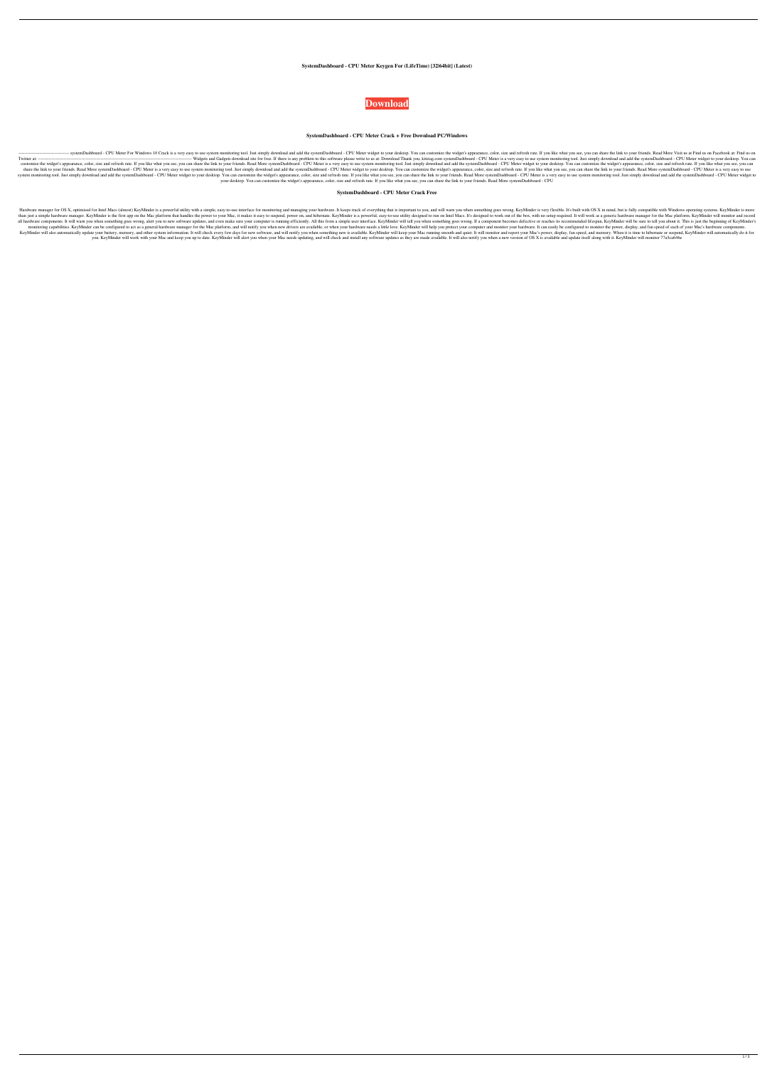**SystemDashboard - CPU Meter Keygen For (LifeTime) [32|64bit] (Latest)**

**Download**

### SystemDashboard - CPU Meter Crack + Free Download PC/Windows

---------------------------------- systemDashboard - CPU Meter For Windows 10 Crack is a very easy to use system monitoring tool. Just simply download and add the systemDashboard - CPU Meter widget to your desktop. You can customize the widget's appearance, color, size and refresh rate. If you like what you see, you can share the link to your friends. Read More Visit us at Find us on Facebook at: Find us on Twitter at: ---------------------------------------------------------------------------------------------------- Widgets and Gadgets download site for free. If there is any problem to this software please write to us at: Download Thank you. kitstag.com systemDashboard - CPU Meter is a very easy to use system monitoring tool. Just simply download and add the systemDashboard - CPU Meter widget to your desktop. You can customize the widget's appearance, color, size and refresh rate. If you like what you see, you can share the link to your friends. Read More systemDashboard - CPU Meter is a very easy to use system monitoring tool. Just simply download and add the systemDashboard - CPU Meter widget to your desktop. You can customize the widget's appearance, color, size and refresh rate. If you like what you see, you can share the link to your friends. Read More systemDashboard - CPU Meter is a very easy to use system monitoring tool. Just simply download and add the systemDashboard - CPU Meter widget to your desktop. You can customize the widget's appearance, color, size and refresh rate. If you like what you see, you can share the link to your friends. Read More systemDashboard - CPU Meter is a very easy to use system monitoring tool. Just simply download and add the systemDashboard - CPU Meter widget to your desktop. You can customize the widget's appearance, color, size and refresh rate. If you like what you see, you can share the link to your friends. Read More systemDashboard - CPU Meter is a very easy to use system monitoring tool. Just simply download and add the systemDashboard - CPU Meter widget to your desktop. You can customize the widget's appearance, color, size and refresh rate. If you like what you see, you can share the link to your friends. Read More systemDashboard - CPU

### SystemDashboard - CPU Meter Crack Free

Hardware manager for OS X, optimised for Intel Macs (almost) KeyMinder is a powerful utility with a simple, easy-to-use interface for monitoring and managing your hardware. It keeps track of everything that is important to you, and will warn you when something goes wrong. KeyMinder is very flexible. It's built with OS X in mind, but is fully compatible with Windows operating systems. KeyMinder is more than just a simple hardware manager. KeyMinder is the first app on the Mac platform that handles the power to your Mac, it makes it easy to suspend. power on, and hibernate. KeyMinder is a powerful, easy-to-use utility designed to run on Intel Macs. It's designed to work out of the box, with no setup required. It will work as a generic hardware manager for the Mac platform. KeyMinder will monitor and record all hardware components. It will warn you when something goes wrong, alert you to new software updates, and even make sure your computer is running efficiently. All this from a simple user interface. KeyMinder will tell you when something goes wrong. If a component becomes defective or reaches its recommended lifespan, KeyMinder will be sure to tell you about it. This is just the beginning of KeyMinder's monitoring capabilities. KeyMinder can be configured to act as a general hardware manager for the Mac platform, and will notify you when new drivers are available, or when your hardware needs a little love. KeyMinder will help you protect your computer and monitor your hardware. It can easily be configured to monitor the power, display, and fan speed of each of your Mac's hardware components. KeyMinder will also automatically update your battery, memory, and other system information. It will check every few days for new software, and will notify you when something new is available. KeyMinder will keep your Mac running smooth and quiet. It will monitor and report your Mac's power, display, fan speed, and memory. When it is time to hibernate or suspend, KeyMinder will automatically do it for you. KeyMinder will work with your Mac and keep you up to date. KeyMinder will alert you when your Mac needs updating, and will check and install any software updates as they are made available. It will also notify you when a new version of OS X is available and update itself along with it. KeyMinder will monitor 77a5ca646e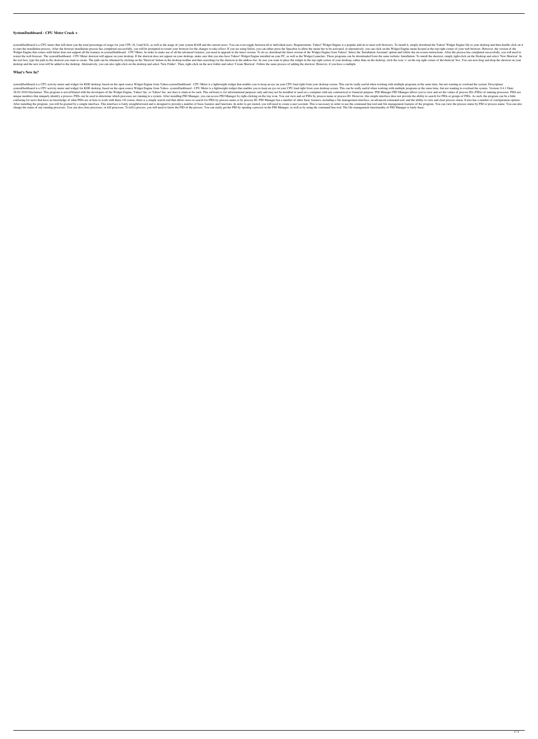## SystemDashboard - CPU Meter Crack +

systemDashboard is a CPU meter that will show you the total percentage of usage for your CPU (S, I and S+I), as well as the usage of your system RAM and the current users. You can even toggle between all or individual users. Requirements: Yahoo! Widget Engine is a popular add-on to most web browsers. To install it, simply download the Yahoo! Widget Engine file to your desktop and then double click on it to start the installation process. After the browser installation process has completed successfully, you will be prompted to restart your browser for the changes to take effect. If you are using Safari, you can either press the Spacebar to allow the menu bar to be activated, or alternatively, you can click on the Widget Engine menu located at the top right corner of your web browser. However, the version of the Widget Engine that comes with Safari does not support all the features in systemDashboard - CPU Meter. In order to make use of all the advanced features, you need to upgrade to the latest version. To do so, download the latest version of the Widget Engine from Yahoo!. Select the 'Installation Assistant' option and follow the on-screen instructions. After the process has completed successfully, you will need to restart the web browser. The systemDashboard - CPU Meter shortcut will appear on your desktop. If the shortcut does not appear on your desktop, make sure that you also have Yahoo! Widget Engine installed on your PC, as well as the Widget Launcher. These programs can be downloaded from the same website. Installation: To install the shortcut, simply right-click on the Desktop and select 'New Shortcut'. In the text box, type the path to the shortcut you want to create. The path can be obtained by clicking on the 'Shortcut' button in the desktop toolbar and then searching for the shortcut in the address bar. In case you want to place the widget in the top-right corner of your desktop, rather than on the desktop, click the icon '+' on the top right corner of the'shortcut' box. You can now drag and drop the shortcut on your desktop and the new icon will be added to the desktop. Alternatively, you can also right-click on the desktop and select 'New Folder'. Then, right-click on the new folder and select 'Create Shortcut'. Follow the same process of adding the shortcut. However, if you have a multiple

## What's New In?

systemDashboard is a CPU activity meter and widget for KDE desktop, based on the open source Widget Engine from Yahoo.systemDashboard - CPU Meter is a lightweight widget that enables you to keep an eye on your CPU load right from your desktop screen. This can be really useful when working with multiple programs at the same time, but not wanting to overload the system. Description: systemDashboard is a CPU activity meter and widget for KDE desktop, based on the open source Widget Engine from Yahoo. systemDashboard - CPU Meter is a lightweight widget that enables you to keep an eye on your CPU load right from your desktop screen. This can be really useful when working with multiple programs at the same time, but not wanting to overload the system. Version: 0.4.1 Date: 18-02-2010 Disclaimer: This program is not affiliated with the developers of the Widget Engine, Yahoo! Inc. or Yahoo! Inc. nor does it claim to be such. This software is for informational purposes only and may not be installed or used on a computer with any commercial or financial purpose. PID Manager PID Manager allows you to view and set the values of process IDs (PIDs) of running processes. PIDs are unique numbers that uniquely identify a process. PIDs can be used to determine which processes are running in a system. After installing PID Manager, you can access PID Manager by right-clicking on the tray icon. You can view and set PIDs by process name or process ID. However, this simple interface does not provide the ability to search for PIDs or groups of PIDs. As such, the program can be a little confusing for users that have no knowledge of what PIDs are or how to work with them. Of course, there is a simple search tool that allows users to search for PIDs by process name or by process ID. PID Manager has a number of other basic features, including a file management interface, an advanced command tool, and the ability to view and clear process status. It also has a number of configuration options. After installing the program, you will be greeted by a simple interface. This interface is fairly straightforward and is designed to provide a number of basic features and functions. In order to get started, you will need to create a user account. This is necessary in order to use the command line tool and file management features of the program. You can view the process status by PID or process name. You can also change the status of any running processes. You can also close processes, or kill processes. To kill a process, you will need to know the PID of the process. You can easily get the PID by opening a process in the PID Manager, as well as by using the command line tool. The file management functionality of PID Manager is fairly basic,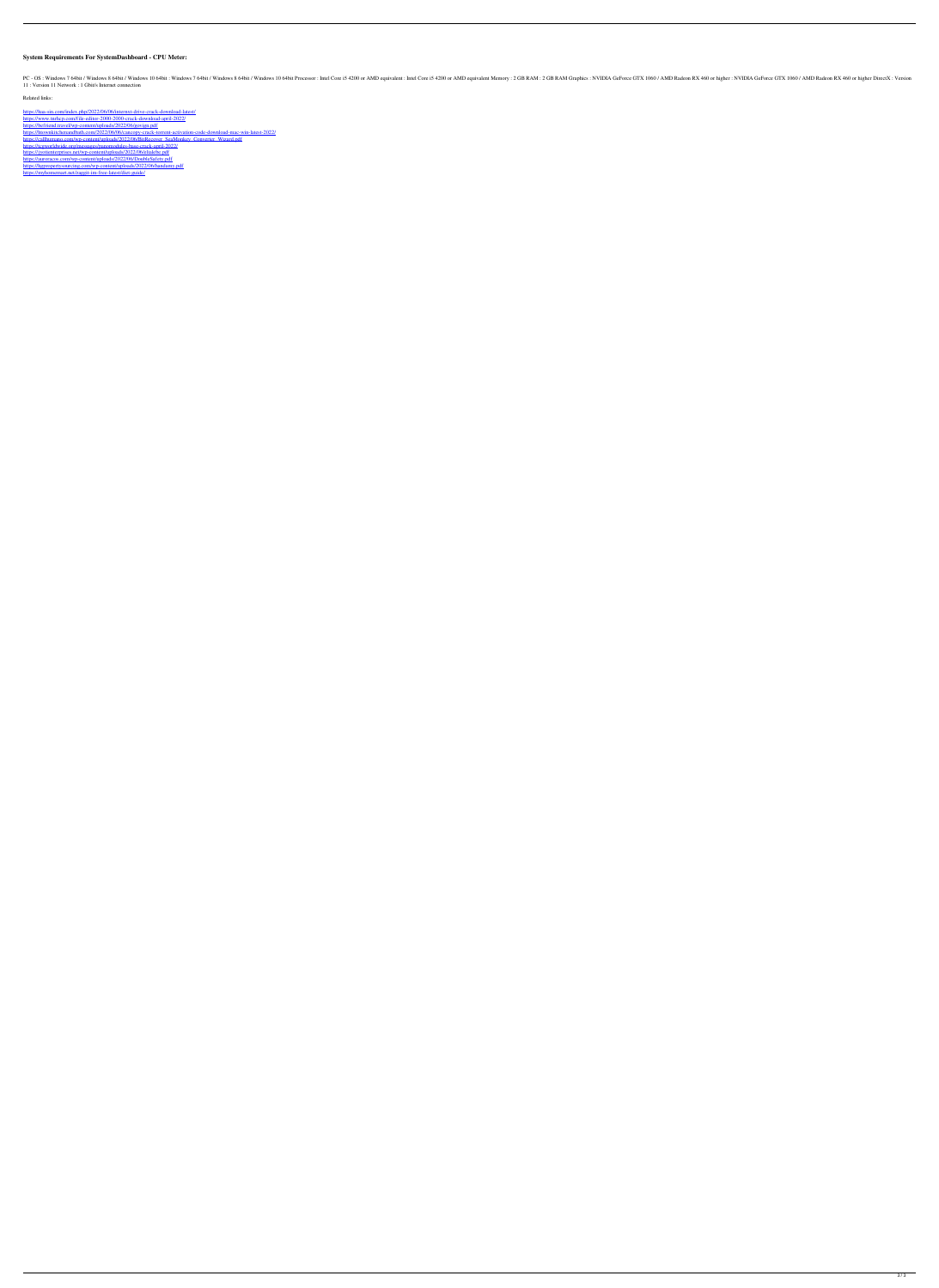### System Requirements For SystemDashboard - CPU Meter:

PC - OS : Windows 7 64bit / Windows 8 64bit / Windows 10 64bit : Windows 7 64bit / Windows 8 64bit / Windows 10 64bit Processor : Intel Core i5 4200 or AMD equivalent : Intel Core i5 4200 or AMD equivalent Memory : 2 GB RAM : 2 GB RAM Graphics : NVIDIA GeForce GTX 1060 / AMD Radeon RX 460 or higher : NVIDIA GeForce GTX 1060 / AMD Radeon RX 460 or higher DirectX : Version 11 : Version 11 Network : 1 Gbit/s Internet connection

Related links:

https://lsaa-sin.com/index.php/2022/06/06/internxt-drive-crack-download-latest/
https://www.mrhcp.com/file-editor-2000-2000-crack-download-april-2022/
https://befriend.travel/wp-content/uploads/2022/06/govign.pdf
https://travelkitchenandbath.com/2022/06/06/cancopy-crack-torrent-activation-code-download-mac-win-latest-2022/
https://callhumano.com/wp-content/uploads/2022/06/BizRecover_SeaMonkey_Converter_Wizard.pdf
https://tgmworldwide.org/messages/runnmouhlee-base-crack-april-2022/
https://jvriverenterprises.net/wp-content/uploads/2022/06/elalebe.pdf
https://auroracos.com/wp-content/uploads/2022/06/DoubleSafety.pdf
https://hgpropertysourcing.com/wp-content/uploads/2022/06/handamy.pdf
https://myhomemart.net/zagent-im-free-latest/diet-guide/